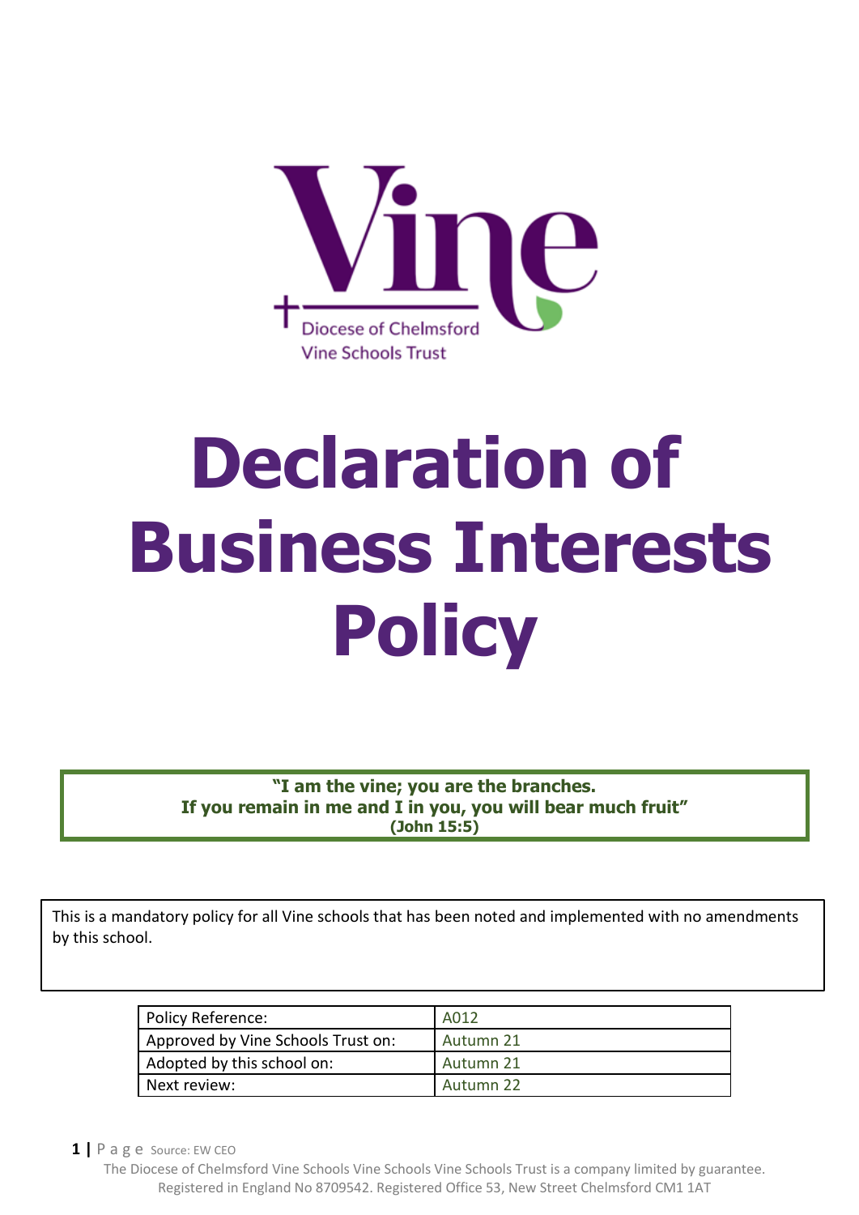Diocese of Chelmsford Vine Schools Trust

# Declaration of Business Interests Policy

> **"I am the vine; you are the branches.**
> **If you remain in me and I in you, you will bear much fruit"**
> **(John 15:5)**

This is a mandatory policy for all Vine schools that has been noted and implemented with no amendments by this school.

| Policy Reference: | A012 |
|---|---|
| Approved by Vine Schools Trust on: | Autumn 21 |
| Adopted by this school on: | Autumn 21 |
| Next review: | Autumn 22 |

Source: EW CEO

The Diocese of Chelmsford Vine Schools Vine Schools Vine Schools Trust is a company limited by guarantee. Registered in England No 8709542. Registered Office 53, New Street Chelmsford CM1 1AT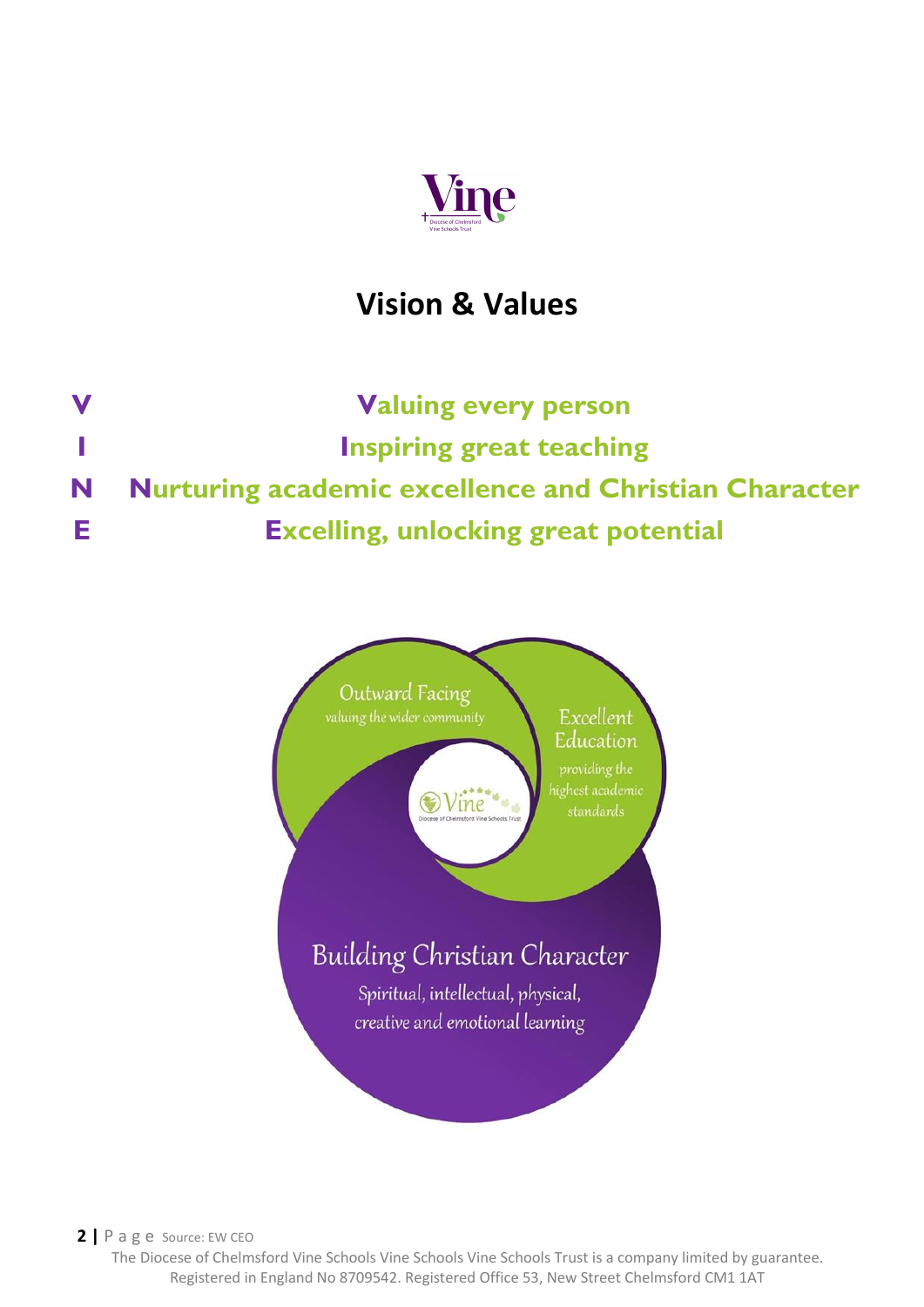# Vision & Values

**V** — **Valuing every person**

**I** — **Inspiring great teaching**

**N** — **Nurturing academic excellence and Christian Character**

**E** — **Excelling, unlocking great potential**

Outward Facing
valuing the wider community

Excellent Education
providing the highest academic standards

Building Christian Character
Spiritual, intellectual, physical, creative and emotional learning

Source: EW CEO

The Diocese of Chelmsford Vine Schools Vine Schools Vine Schools Trust is a company limited by guarantee. Registered in England No 8709542. Registered Office 53, New Street Chelmsford CM1 1AT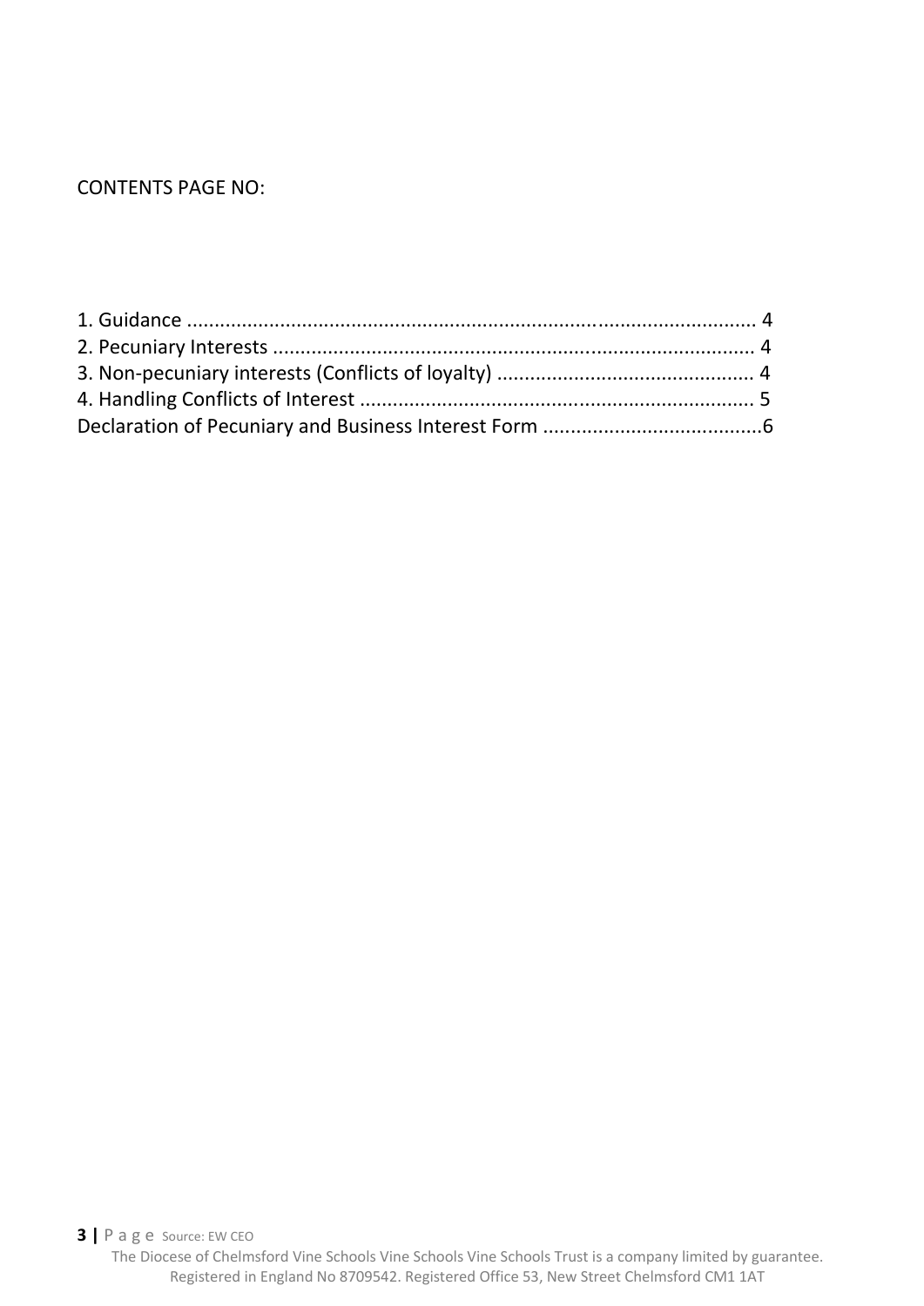CONTENTS PAGE NO:

1. Guidance ........................................................................................................ 4
2. Pecuniary Interests ........................................................................................ 4
3. Non-pecuniary interests (Conflicts of loyalty) ............................................... 4
4. Handling Conflicts of Interest ........................................................................ 5

Declaration of Pecuniary and Business Interest Form ........................................6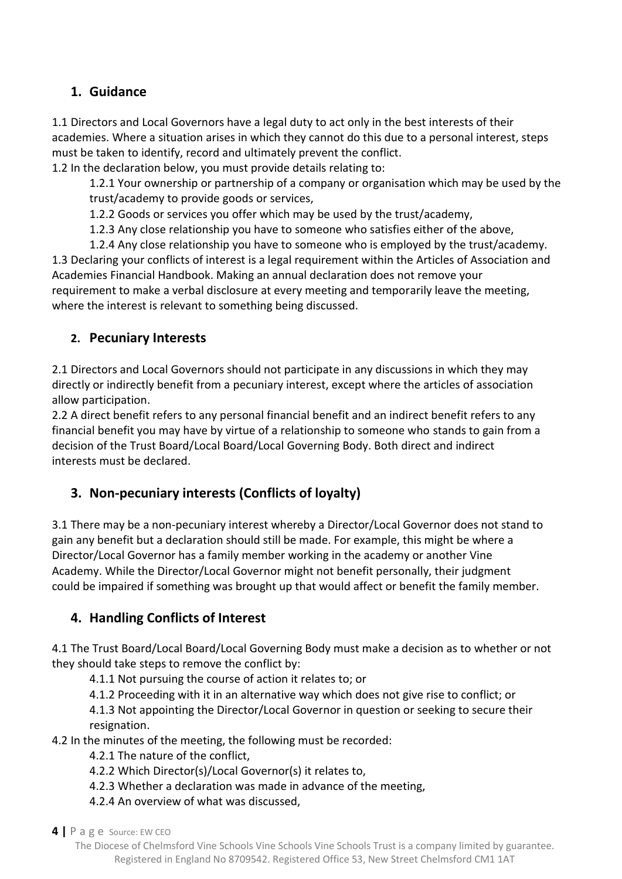## 1. Guidance

1.1 Directors and Local Governors have a legal duty to act only in the best interests of their academies. Where a situation arises in which they cannot do this due to a personal interest, steps must be taken to identify, record and ultimately prevent the conflict.

1.2 In the declaration below, you must provide details relating to:

- 1.2.1 Your ownership or partnership of a company or organisation which may be used by the trust/academy to provide goods or services,
- 1.2.2 Goods or services you offer which may be used by the trust/academy,
- 1.2.3 Any close relationship you have to someone who satisfies either of the above,
- 1.2.4 Any close relationship you have to someone who is employed by the trust/academy.

1.3 Declaring your conflicts of interest is a legal requirement within the Articles of Association and Academies Financial Handbook. Making an annual declaration does not remove your requirement to make a verbal disclosure at every meeting and temporarily leave the meeting, where the interest is relevant to something being discussed.

## 2. Pecuniary Interests

2.1 Directors and Local Governors should not participate in any discussions in which they may directly or indirectly benefit from a pecuniary interest, except where the articles of association allow participation.

2.2 A direct benefit refers to any personal financial benefit and an indirect benefit refers to any financial benefit you may have by virtue of a relationship to someone who stands to gain from a decision of the Trust Board/Local Board/Local Governing Body. Both direct and indirect interests must be declared.

## 3. Non-pecuniary interests (Conflicts of loyalty)

3.1 There may be a non-pecuniary interest whereby a Director/Local Governor does not stand to gain any benefit but a declaration should still be made. For example, this might be where a Director/Local Governor has a family member working in the academy or another Vine Academy. While the Director/Local Governor might not benefit personally, their judgment could be impaired if something was brought up that would affect or benefit the family member.

## 4. Handling Conflicts of Interest

4.1 The Trust Board/Local Board/Local Governing Body must make a decision as to whether or not they should take steps to remove the conflict by:

- 4.1.1 Not pursuing the course of action it relates to; or
- 4.1.2 Proceeding with it in an alternative way which does not give rise to conflict; or
- 4.1.3 Not appointing the Director/Local Governor in question or seeking to secure their resignation.

4.2 In the minutes of the meeting, the following must be recorded:

- 4.2.1 The nature of the conflict,
- 4.2.2 Which Director(s)/Local Governor(s) it relates to,
- 4.2.3 Whether a declaration was made in advance of the meeting,
- 4.2.4 An overview of what was discussed,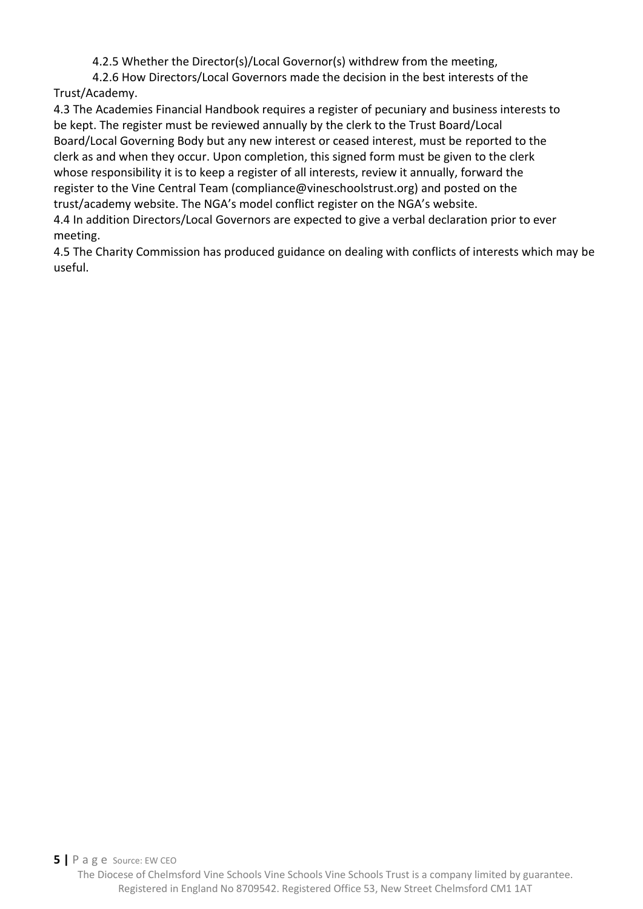4.2.5 Whether the Director(s)/Local Governor(s) withdrew from the meeting,

4.2.6 How Directors/Local Governors made the decision in the best interests of the Trust/Academy.

4.3 The Academies Financial Handbook requires a register of pecuniary and business interests to be kept. The register must be reviewed annually by the clerk to the Trust Board/Local Board/Local Governing Body but any new interest or ceased interest, must be reported to the clerk as and when they occur. Upon completion, this signed form must be given to the clerk whose responsibility it is to keep a register of all interests, review it annually, forward the register to the Vine Central Team (compliance@vineschoolstrust.org) and posted on the trust/academy website. The NGA's model conflict register on the NGA's website.

4.4 In addition Directors/Local Governors are expected to give a verbal declaration prior to ever meeting.

4.5 The Charity Commission has produced guidance on dealing with conflicts of interests which may be useful.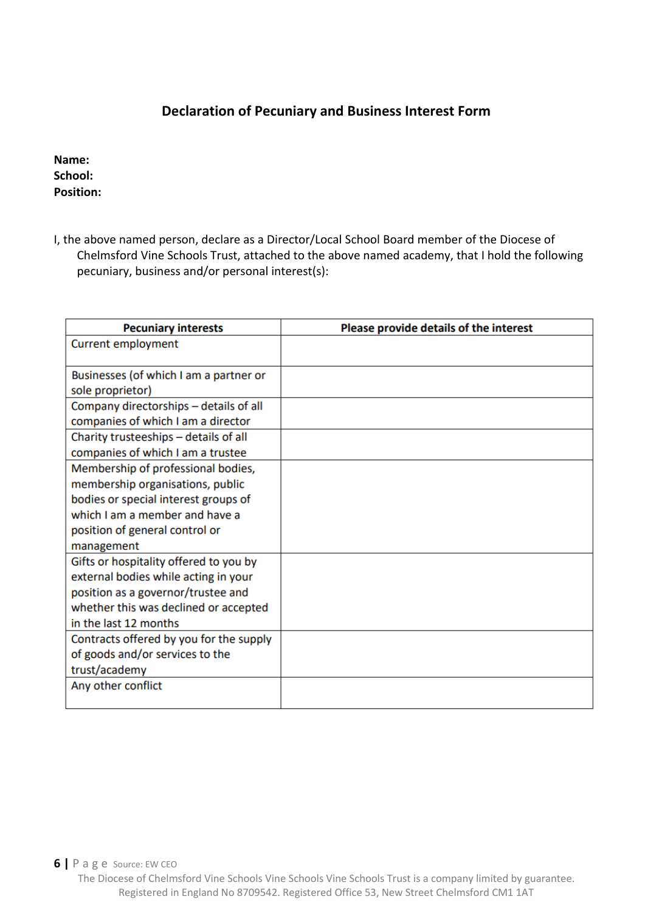## Declaration of Pecuniary and Business Interest Form

**Name:**
**School:**
**Position:**

I, the above named person, declare as a Director/Local School Board member of the Diocese of Chelmsford Vine Schools Trust, attached to the above named academy, that I hold the following pecuniary, business and/or personal interest(s):

| Pecuniary interests | Please provide details of the interest |
|---|---|
| Current employment | |
| Businesses (of which I am a partner or sole proprietor) | |
| Company directorships – details of all companies of which I am a director | |
| Charity trusteeships – details of all companies of which I am a trustee | |
| Membership of professional bodies, membership organisations, public bodies or special interest groups of which I am a member and have a position of general control or management | |
| Gifts or hospitality offered to you by external bodies while acting in your position as a governor/trustee and whether this was declined or accepted in the last 12 months | |
| Contracts offered by you for the supply of goods and/or services to the trust/academy | |
| Any other conflict | |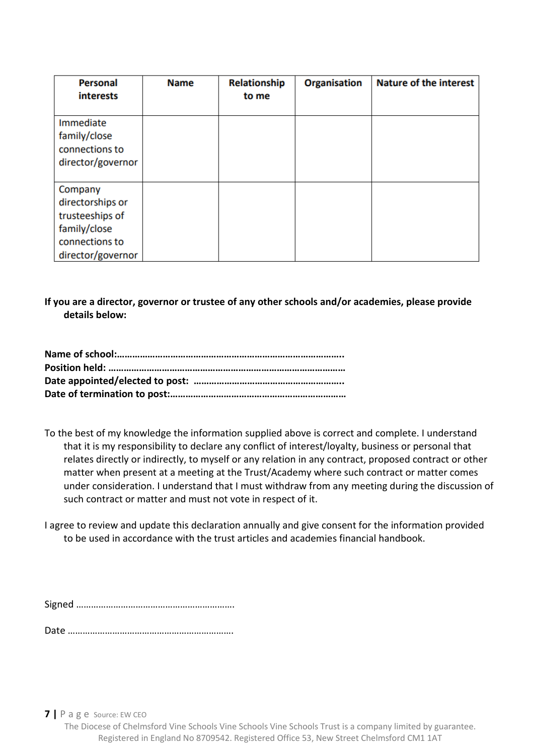| Personal interests | Name | Relationship to me | Organisation | Nature of the interest |
| --- | --- | --- | --- | --- |
| Immediate family/close connections to director/governor | | | | |
| Company directorships or trusteeships of family/close connections to director/governor | | | | |

**If you are a director, governor or trustee of any other schools and/or academies, please provide details below:**

**Name of school:……………………………………………………………………………..**
**Position held: ………………………………………………………………………………**
**Date appointed/elected to post: ………………………………………………..**
**Date of termination to post:…………………………………………………………**

To the best of my knowledge the information supplied above is correct and complete. I understand that it is my responsibility to declare any conflict of interest/loyalty, business or personal that relates directly or indirectly, to myself or any relation in any contract, proposed contract or other matter when present at a meeting at the Trust/Academy where such contract or matter comes under consideration. I understand that I must withdraw from any meeting during the discussion of such contract or matter and must not vote in respect of it.

I agree to review and update this declaration annually and give consent for the information provided to be used in accordance with the trust articles and academies financial handbook.

Signed ……………………………………………………….

Date ………………………………………………………….

Source: EW CEO

The Diocese of Chelmsford Vine Schools Vine Schools Vine Schools Trust is a company limited by guarantee. Registered in England No 8709542. Registered Office 53, New Street Chelmsford CM1 1AT